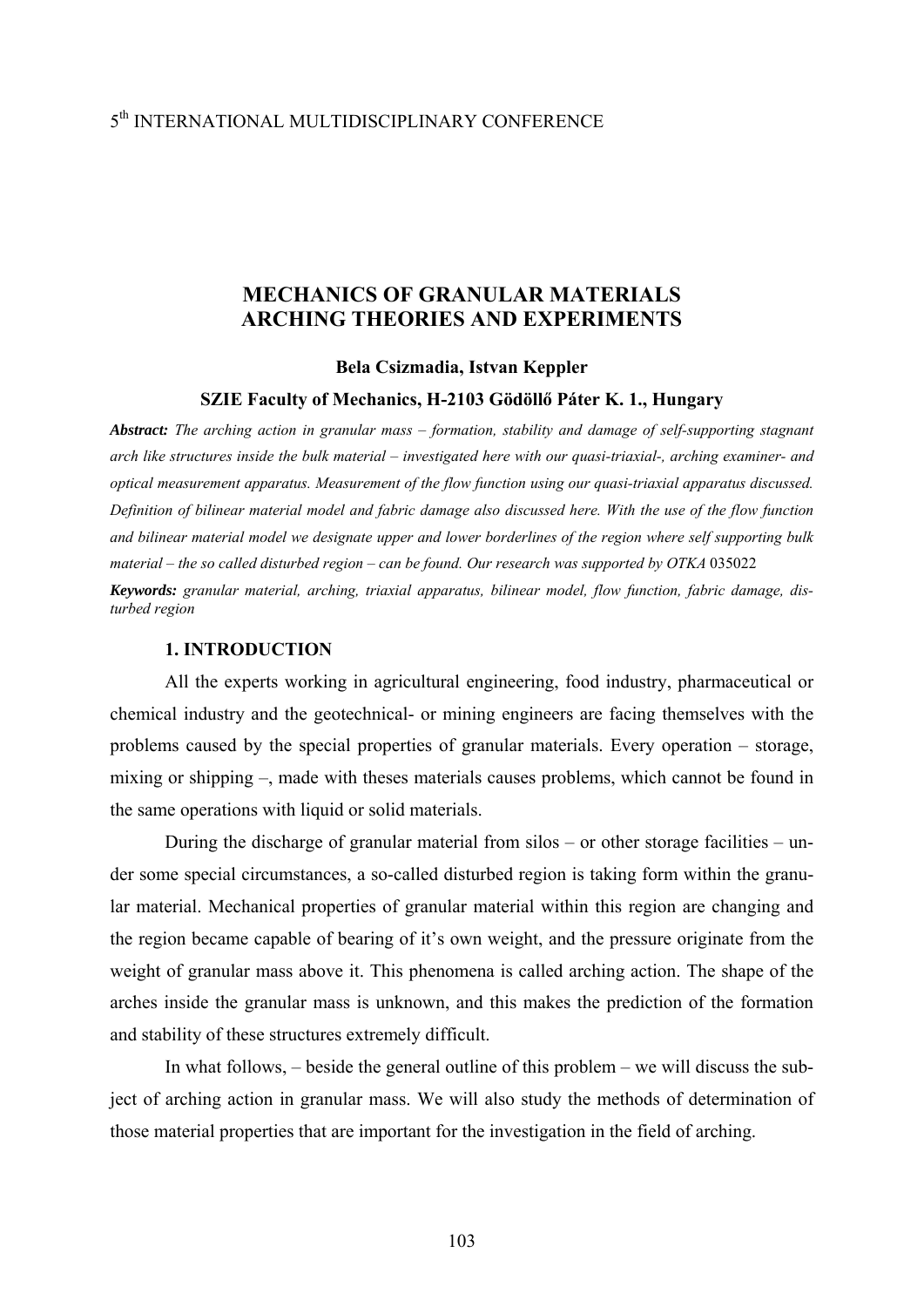5th INTERNATIONAL MULTIDISCIPLINARY CONFERENCE

# MECHANICS OF GRANULAR MATERIALS ARCHING THEORIES AND EXPERIMENTS

**Bela Csizmadia, Istvan Keppler**

**SZIE Faculty of Mechanics, H-2103 Gödöllő Páter K. 1., Hungary**

***Abstract:*** *The arching action in granular mass – formation, stability and damage of self-supporting stagnant arch like structures inside the bulk material – investigated here with our quasi-triaxial-, arching examiner- and optical measurement apparatus. Measurement of the flow function using our quasi-triaxial apparatus discussed. Definition of bilinear material model and fabric damage also discussed here. With the use of the flow function and bilinear material model we designate upper and lower borderlines of the region where self supporting bulk material – the so called disturbed region – can be found. Our research was supported by OTKA* 035022

***Keywords:*** *granular material, arching, triaxial apparatus, bilinear model, flow function, fabric damage, disturbed region*

## 1. INTRODUCTION

All the experts working in agricultural engineering, food industry, pharmaceutical or chemical industry and the geotechnical- or mining engineers are facing themselves with the problems caused by the special properties of granular materials. Every operation – storage, mixing or shipping –, made with theses materials causes problems, which cannot be found in the same operations with liquid or solid materials.

During the discharge of granular material from silos – or other storage facilities – under some special circumstances, a so-called disturbed region is taking form within the granular material. Mechanical properties of granular material within this region are changing and the region became capable of bearing of it's own weight, and the pressure originate from the weight of granular mass above it. This phenomena is called arching action. The shape of the arches inside the granular mass is unknown, and this makes the prediction of the formation and stability of these structures extremely difficult.

In what follows, – beside the general outline of this problem – we will discuss the subject of arching action in granular mass. We will also study the methods of determination of those material properties that are important for the investigation in the field of arching.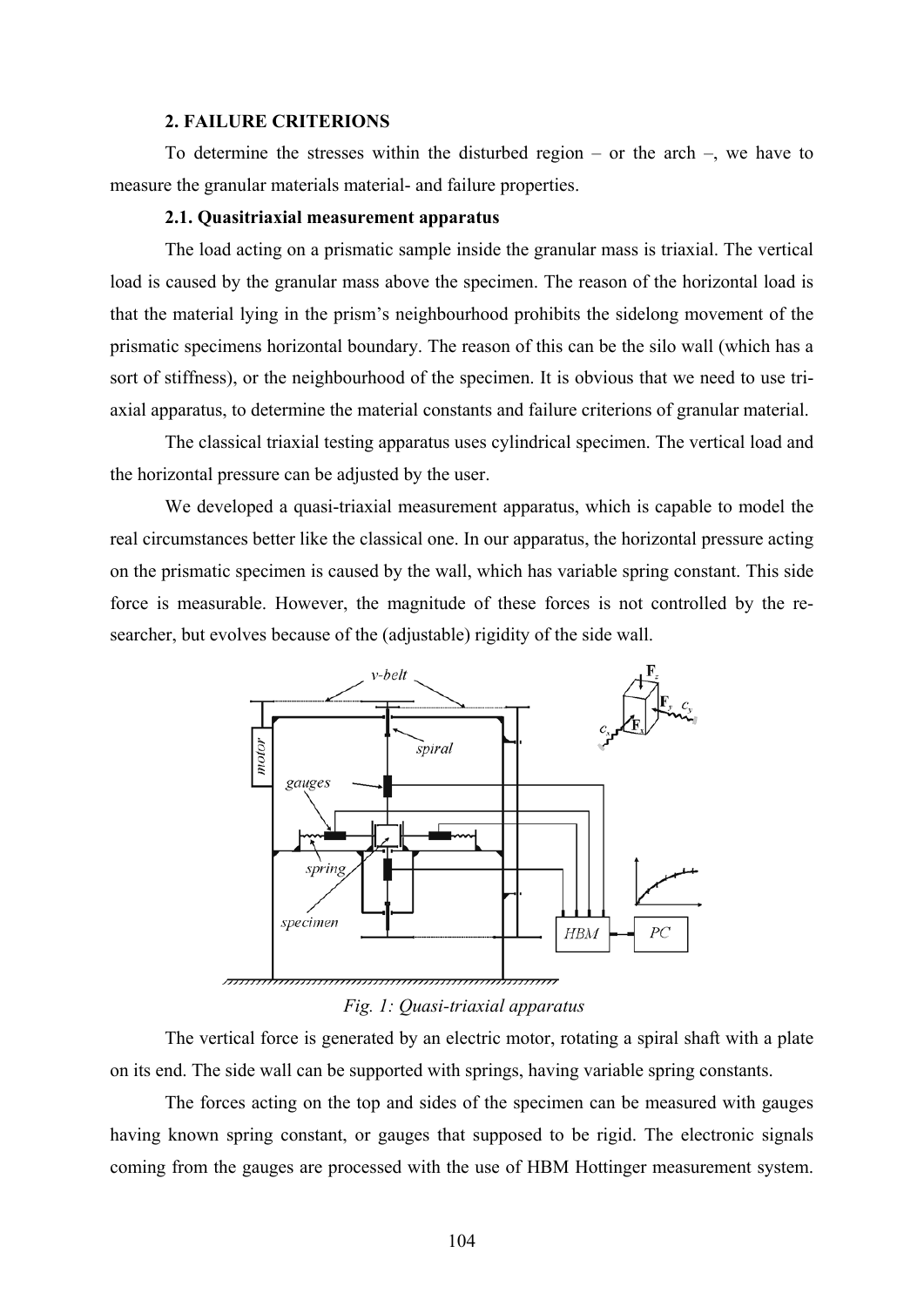## 2. FAILURE CRITERIONS

To determine the stresses within the disturbed region – or the arch –, we have to measure the granular materials material- and failure properties.

### 2.1. Quasitriaxial measurement apparatus

The load acting on a prismatic sample inside the granular mass is triaxial. The vertical load is caused by the granular mass above the specimen. The reason of the horizontal load is that the material lying in the prism's neighbourhood prohibits the sidelong movement of the prismatic specimens horizontal boundary. The reason of this can be the silo wall (which has a sort of stiffness), or the neighbourhood of the specimen. It is obvious that we need to use tri-axial apparatus, to determine the material constants and failure criterions of granular material.

The classical triaxial testing apparatus uses cylindrical specimen. The vertical load and the horizontal pressure can be adjusted by the user.

We developed a quasi-triaxial measurement apparatus, which is capable to model the real circumstances better like the classical one. In our apparatus, the horizontal pressure acting on the prismatic specimen is caused by the wall, which has variable spring constant. This side force is measurable. However, the magnitude of these forces is not controlled by the re-searcher, but evolves because of the (adjustable) rigidity of the side wall.

*Fig. 1: Quasi-triaxial apparatus*

The vertical force is generated by an electric motor, rotating a spiral shaft with a plate on its end. The side wall can be supported with springs, having variable spring constants.

The forces acting on the top and sides of the specimen can be measured with gauges having known spring constant, or gauges that supposed to be rigid. The electronic signals coming from the gauges are processed with the use of HBM Hottinger measurement system.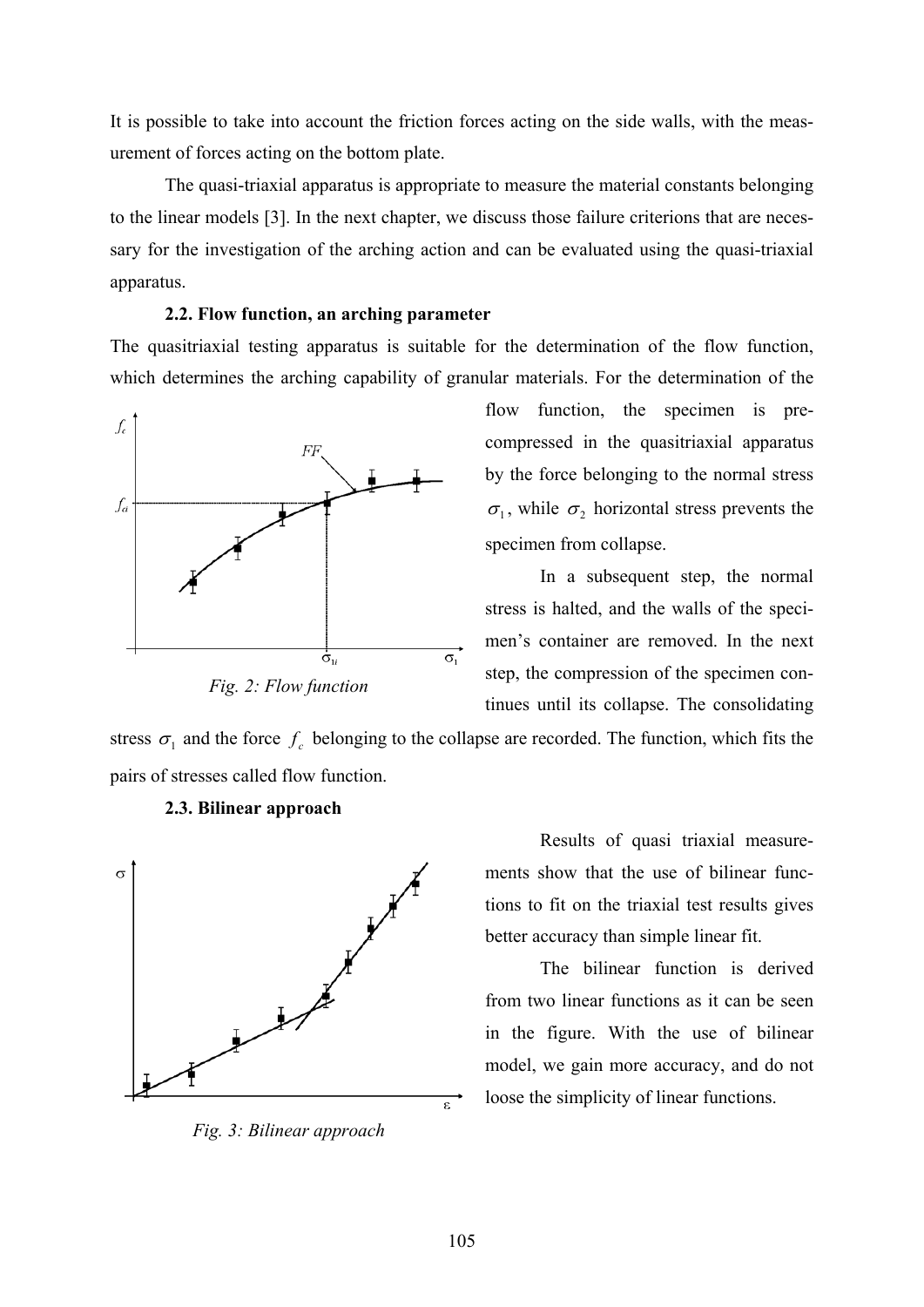It is possible to take into account the friction forces acting on the side walls, with the measurement of forces acting on the bottom plate.

The quasi-triaxial apparatus is appropriate to measure the material constants belonging to the linear models [3]. In the next chapter, we discuss those failure criterions that are necessary for the investigation of the arching action and can be evaluated using the quasi-triaxial apparatus.

### 2.2. Flow function, an arching parameter

The quasitriaxial testing apparatus is suitable for the determination of the flow function, which determines the arching capability of granular materials. For the determination of the flow function, the specimen is pre-compressed in the quasitriaxial apparatus by the force belonging to the normal stress $\sigma_1$, while $\sigma_2$ horizontal stress prevents the specimen from collapse.

In a subsequent step, the normal stress is halted, and the walls of the specimen's container are removed. In the next step, the compression of the specimen continues until its collapse. The consolidating stress $\sigma_1$ and the force $f_c$ belonging to the collapse are recorded. The function, which fits the pairs of stresses called flow function.

*Fig. 2: Flow function*

### 2.3. Bilinear approach

Results of quasi triaxial measurements show that the use of bilinear functions to fit on the triaxial test results gives better accuracy than simple linear fit.

The bilinear function is derived from two linear functions as it can be seen in the figure. With the use of bilinear model, we gain more accuracy, and do not loose the simplicity of linear functions.

*Fig. 3: Bilinear approach*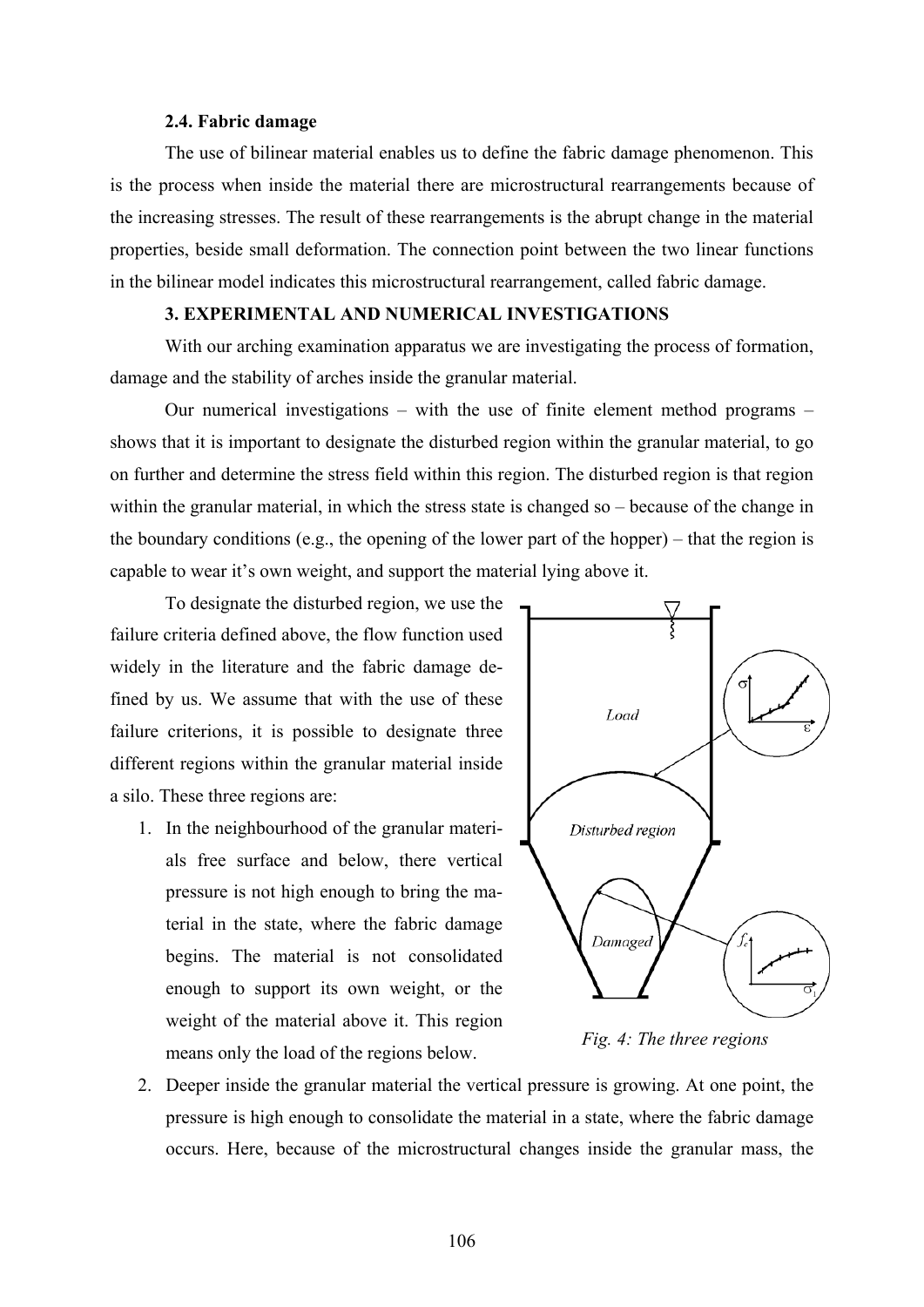### 2.4. Fabric damage

The use of bilinear material enables us to define the fabric damage phenomenon. This is the process when inside the material there are microstructural rearrangements because of the increasing stresses. The result of these rearrangements is the abrupt change in the material properties, beside small deformation. The connection point between the two linear functions in the bilinear model indicates this microstructural rearrangement, called fabric damage.

### 3. EXPERIMENTAL AND NUMERICAL INVESTIGATIONS

With our arching examination apparatus we are investigating the process of formation, damage and the stability of arches inside the granular material.

Our numerical investigations – with the use of finite element method programs – shows that it is important to designate the disturbed region within the granular material, to go on further and determine the stress field within this region. The disturbed region is that region within the granular material, in which the stress state is changed so – because of the change in the boundary conditions (e.g., the opening of the lower part of the hopper) – that the region is capable to wear it's own weight, and support the material lying above it.

To designate the disturbed region, we use the failure criteria defined above, the flow function used widely in the literature and the fabric damage defined by us. We assume that with the use of these failure criterions, it is possible to designate three different regions within the granular material inside a silo. These three regions are:

*Fig. 4: The three regions*

1. In the neighbourhood of the granular materials free surface and below, there vertical pressure is not high enough to bring the material in the state, where the fabric damage begins. The material is not consolidated enough to support its own weight, or the weight of the material above it. This region means only the load of the regions below.
2. Deeper inside the granular material the vertical pressure is growing. At one point, the pressure is high enough to consolidate the material in a state, where the fabric damage occurs. Here, because of the microstructural changes inside the granular mass, the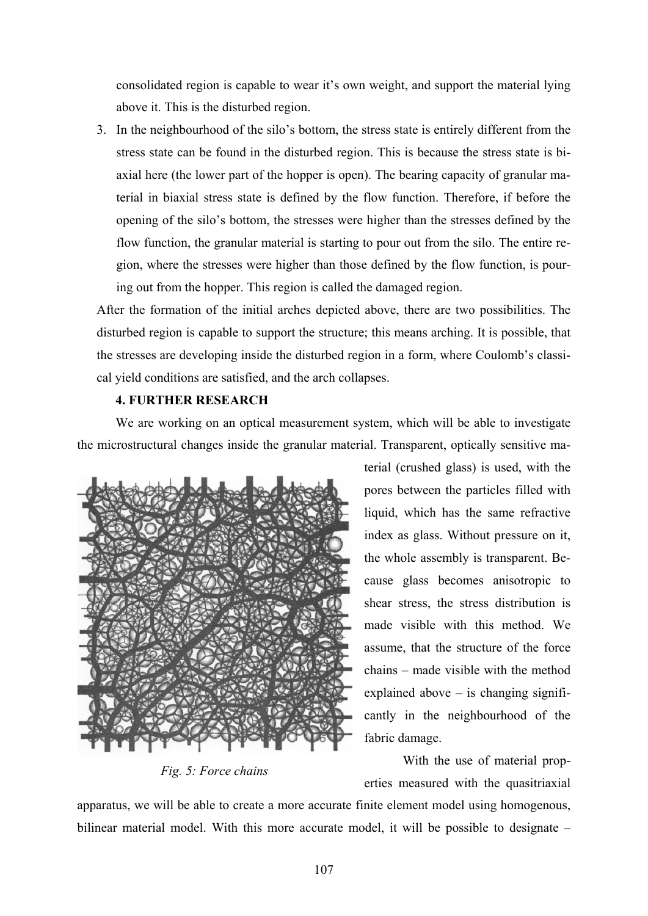consolidated region is capable to wear it's own weight, and support the material lying above it. This is the disturbed region.

3. In the neighbourhood of the silo's bottom, the stress state is entirely different from the stress state can be found in the disturbed region. This is because the stress state is biaxial here (the lower part of the hopper is open). The bearing capacity of granular material in biaxial stress state is defined by the flow function. Therefore, if before the opening of the silo's bottom, the stresses were higher than the stresses defined by the flow function, the granular material is starting to pour out from the silo. The entire region, where the stresses were higher than those defined by the flow function, is pouring out from the hopper. This region is called the damaged region.

After the formation of the initial arches depicted above, there are two possibilities. The disturbed region is capable to support the structure; this means arching. It is possible, that the stresses are developing inside the disturbed region in a form, where Coulomb's classical yield conditions are satisfied, and the arch collapses.

### 4. FURTHER RESEARCH

We are working on an optical measurement system, which will be able to investigate the microstructural changes inside the granular material. Transparent, optically sensitive material (crushed glass) is used, with the pores between the particles filled with liquid, which has the same refractive index as glass. Without pressure on it, the whole assembly is transparent. Because glass becomes anisotropic to shear stress, the stress distribution is made visible with this method. We assume, that the structure of the force chains – made visible with the method explained above – is changing significantly in the neighbourhood of the fabric damage.

*Fig. 5: Force chains*

With the use of material properties measured with the quasitriaxial apparatus, we will be able to create a more accurate finite element model using homogenous, bilinear material model. With this more accurate model, it will be possible to designate –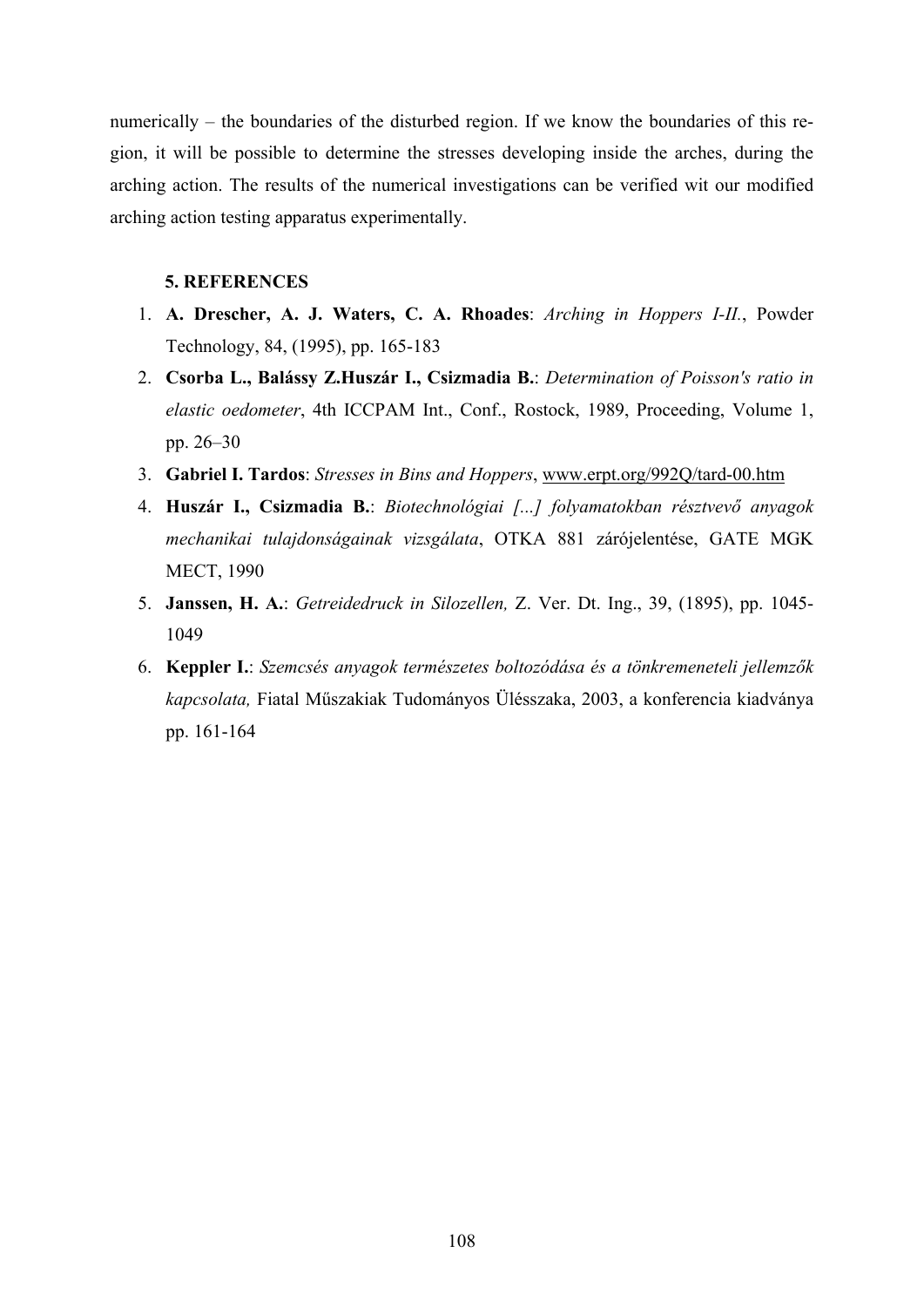numerically – the boundaries of the disturbed region. If we know the boundaries of this region, it will be possible to determine the stresses developing inside the arches, during the arching action. The results of the numerical investigations can be verified wit our modified arching action testing apparatus experimentally.

## 5. REFERENCES

1. **A. Drescher, A. J. Waters, C. A. Rhoades**: *Arching in Hoppers I-II.*, Powder Technology, 84, (1995), pp. 165-183
2. **Csorba L., Balássy Z.Huszár I., Csizmadia B.**: *Determination of Poisson's ratio in elastic oedometer*, 4th ICCPAM Int., Conf., Rostock, 1989, Proceeding, Volume 1, pp. 26–30
3. **Gabriel I. Tardos**: *Stresses in Bins and Hoppers*, www.erpt.org/992Q/tard-00.htm
4. **Huszár I., Csizmadia B.**: *Biotechnológiai [...] folyamatokban résztvevő anyagok mechanikai tulajdonságainak vizsgálata*, OTKA 881 zárójelentése, GATE MGK MECT, 1990
5. **Janssen, H. A.**: *Getreidedruck in Silozellen,* Z. Ver. Dt. Ing., 39, (1895), pp. 1045-1049
6. **Keppler I.**: *Szemcsés anyagok természetes boltozódása és a tönkremeneteli jellemzők kapcsolata,* Fiatal Műszakiak Tudományos Ülésszaka, 2003, a konferencia kiadványa pp. 161-164